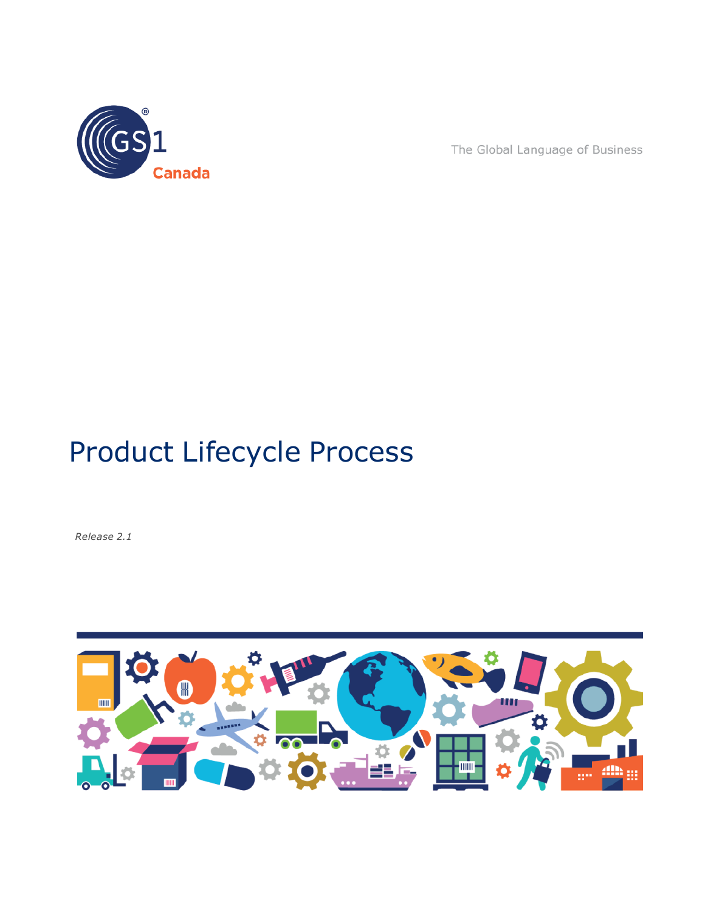GS1 Canada

The Global Language of Business

# Product Lifecycle Process

*Release 2.1*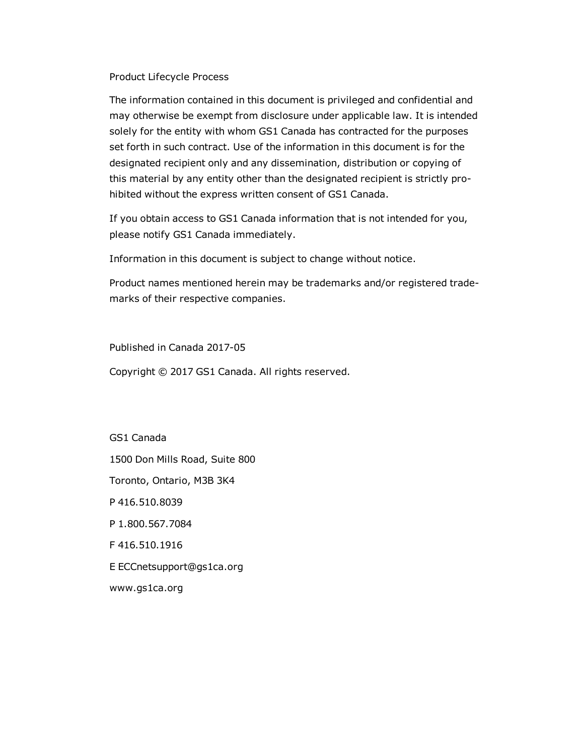Product Lifecycle Process

The information contained in this document is privileged and confidential and may otherwise be exempt from disclosure under applicable law. It is intended solely for the entity with whom GS1 Canada has contracted for the purposes set forth in such contract. Use of the information in this document is for the designated recipient only and any dissemination, distribution or copying of this material by any entity other than the designated recipient is strictly prohibited without the express written consent of GS1 Canada.

If you obtain access to GS1 Canada information that is not intended for you, please notify GS1 Canada immediately.

Information in this document is subject to change without notice.

Product names mentioned herein may be trademarks and/or registered trademarks of their respective companies.

Published in Canada 2017-05

Copyright © 2017 GS1 Canada. All rights reserved.

GS1 Canada

1500 Don Mills Road, Suite 800

Toronto, Ontario, M3B 3K4

P 416.510.8039

P 1.800.567.7084

F 416.510.1916

E ECCnetsupport@gs1ca.org

www.gs1ca.org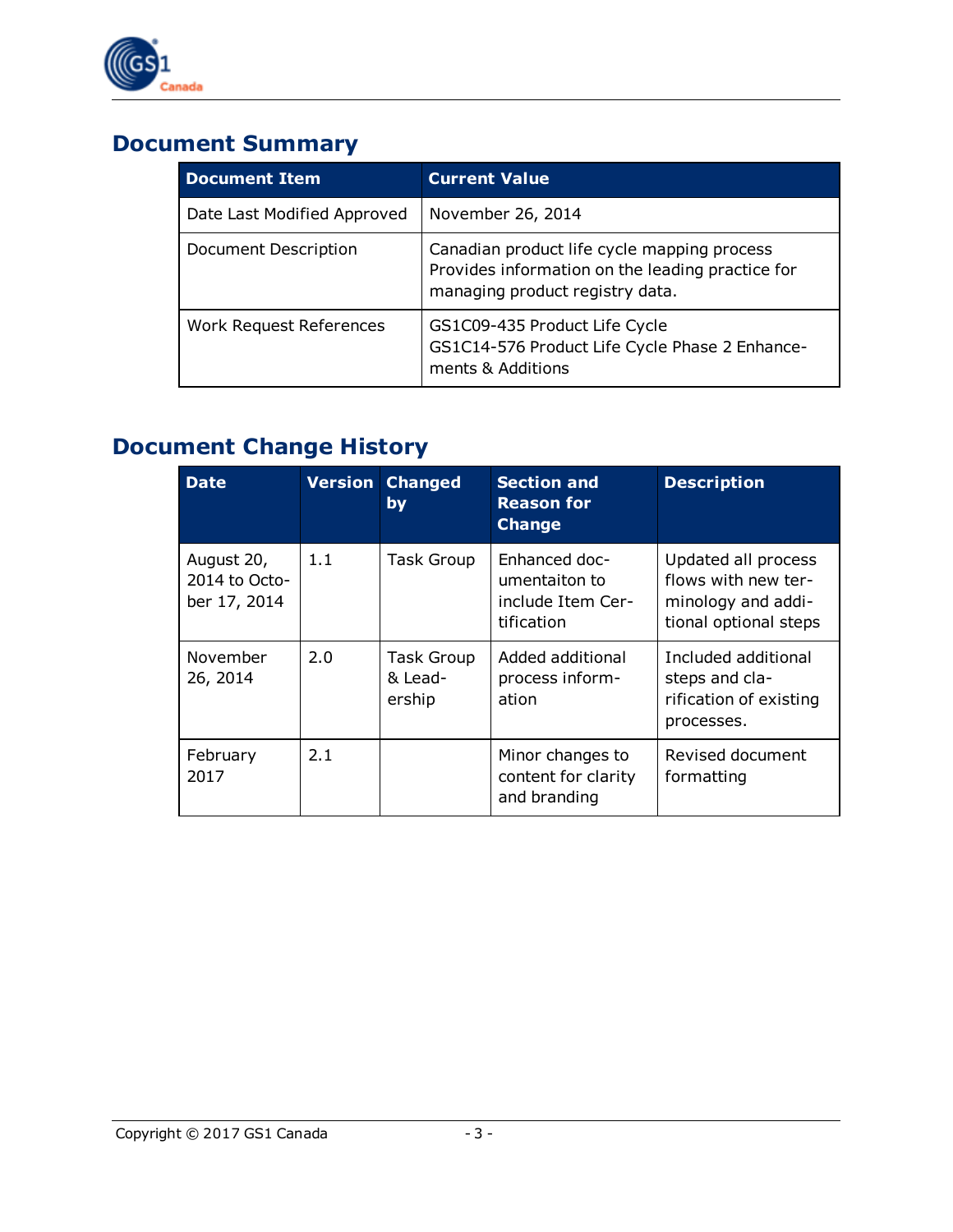## Document Summary

| Document Item | Current Value |
|---|---|
| Date Last Modified Approved | November 26, 2014 |
| Document Description | Canadian product life cycle mapping process Provides information on the leading practice for managing product registry data. |
| Work Request References | GS1C09-435 Product Life Cycle<br>GS1C14-576 Product Life Cycle Phase 2 Enhancements & Additions |

## Document Change History

| Date | Version | Changed by | Section and Reason for Change | Description |
|---|---|---|---|---|
| August 20, 2014 to October 17, 2014 | 1.1 | Task Group | Enhanced documentaiton to include Item Certification | Updated all process flows with new terminology and additional optional steps |
| November 26, 2014 | 2.0 | Task Group & Leadership | Added additional process information | Included additional steps and clarification of existing processes. |
| February 2017 | 2.1 | | Minor changes to content for clarity and branding | Revised document formatting |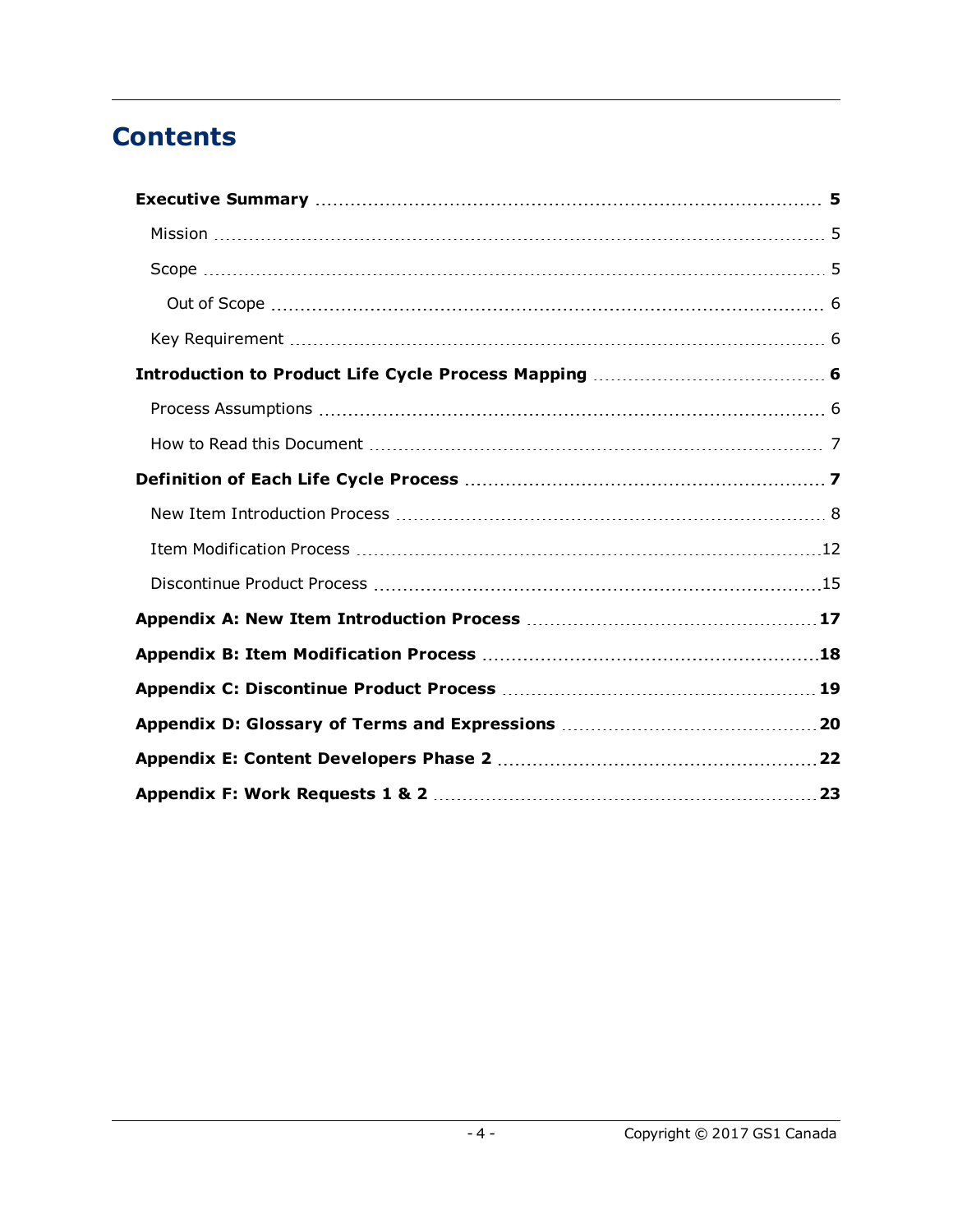# Contents

**Executive Summary** ........ **5**

- Mission ........ 5
- Scope ........ 5
  - Out of Scope ........ 6
- Key Requirement ........ 6

**Introduction to Product Life Cycle Process Mapping** ........ **6**

- Process Assumptions ........ 6
- How to Read this Document ........ 7

**Definition of Each Life Cycle Process** ........ **7**

- New Item Introduction Process ........ 8
- Item Modification Process ........ 12
- Discontinue Product Process ........ 15

**Appendix A: New Item Introduction Process** ........ **17**

**Appendix B: Item Modification Process** ........ **18**

**Appendix C: Discontinue Product Process** ........ **19**

**Appendix D: Glossary of Terms and Expressions** ........ **20**

**Appendix E: Content Developers Phase 2** ........ **22**

**Appendix F: Work Requests 1 & 2** ........ **23**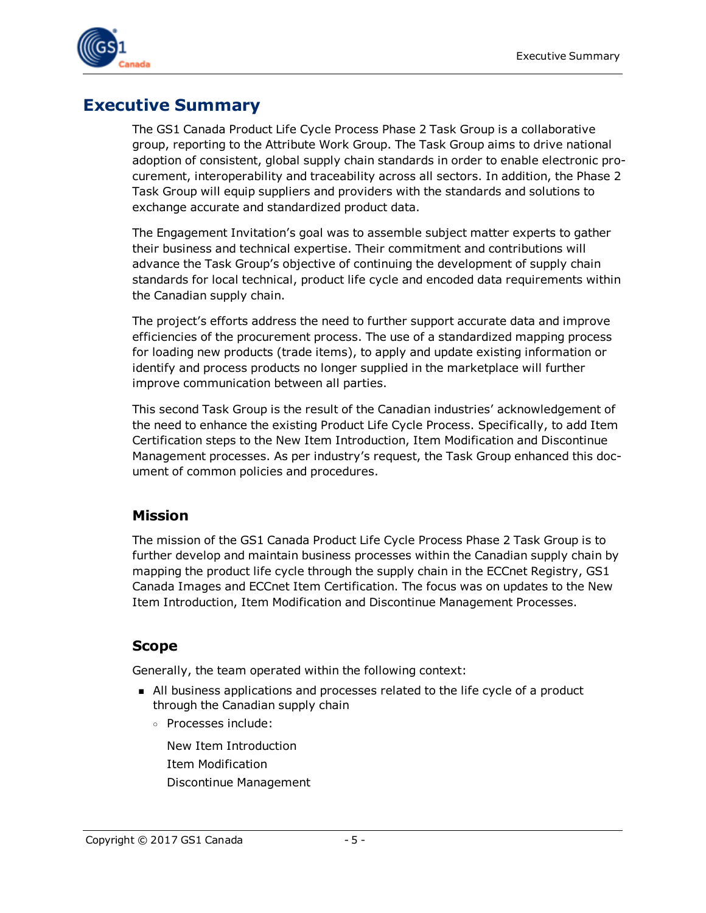# Executive Summary

The GS1 Canada Product Life Cycle Process Phase 2 Task Group is a collaborative group, reporting to the Attribute Work Group. The Task Group aims to drive national adoption of consistent, global supply chain standards in order to enable electronic procurement, interoperability and traceability across all sectors. In addition, the Phase 2 Task Group will equip suppliers and providers with the standards and solutions to exchange accurate and standardized product data.

The Engagement Invitation's goal was to assemble subject matter experts to gather their business and technical expertise. Their commitment and contributions will advance the Task Group's objective of continuing the development of supply chain standards for local technical, product life cycle and encoded data requirements within the Canadian supply chain.

The project's efforts address the need to further support accurate data and improve efficiencies of the procurement process. The use of a standardized mapping process for loading new products (trade items), to apply and update existing information or identify and process products no longer supplied in the marketplace will further improve communication between all parties.

This second Task Group is the result of the Canadian industries' acknowledgement of the need to enhance the existing Product Life Cycle Process. Specifically, to add Item Certification steps to the New Item Introduction, Item Modification and Discontinue Management processes. As per industry's request, the Task Group enhanced this document of common policies and procedures.

## Mission

The mission of the GS1 Canada Product Life Cycle Process Phase 2 Task Group is to further develop and maintain business processes within the Canadian supply chain by mapping the product life cycle through the supply chain in the ECCnet Registry, GS1 Canada Images and ECCnet Item Certification. The focus was on updates to the New Item Introduction, Item Modification and Discontinue Management Processes.

## Scope

Generally, the team operated within the following context:

- All business applications and processes related to the life cycle of a product through the Canadian supply chain
  - Processes include:

    New Item Introduction
    Item Modification
    Discontinue Management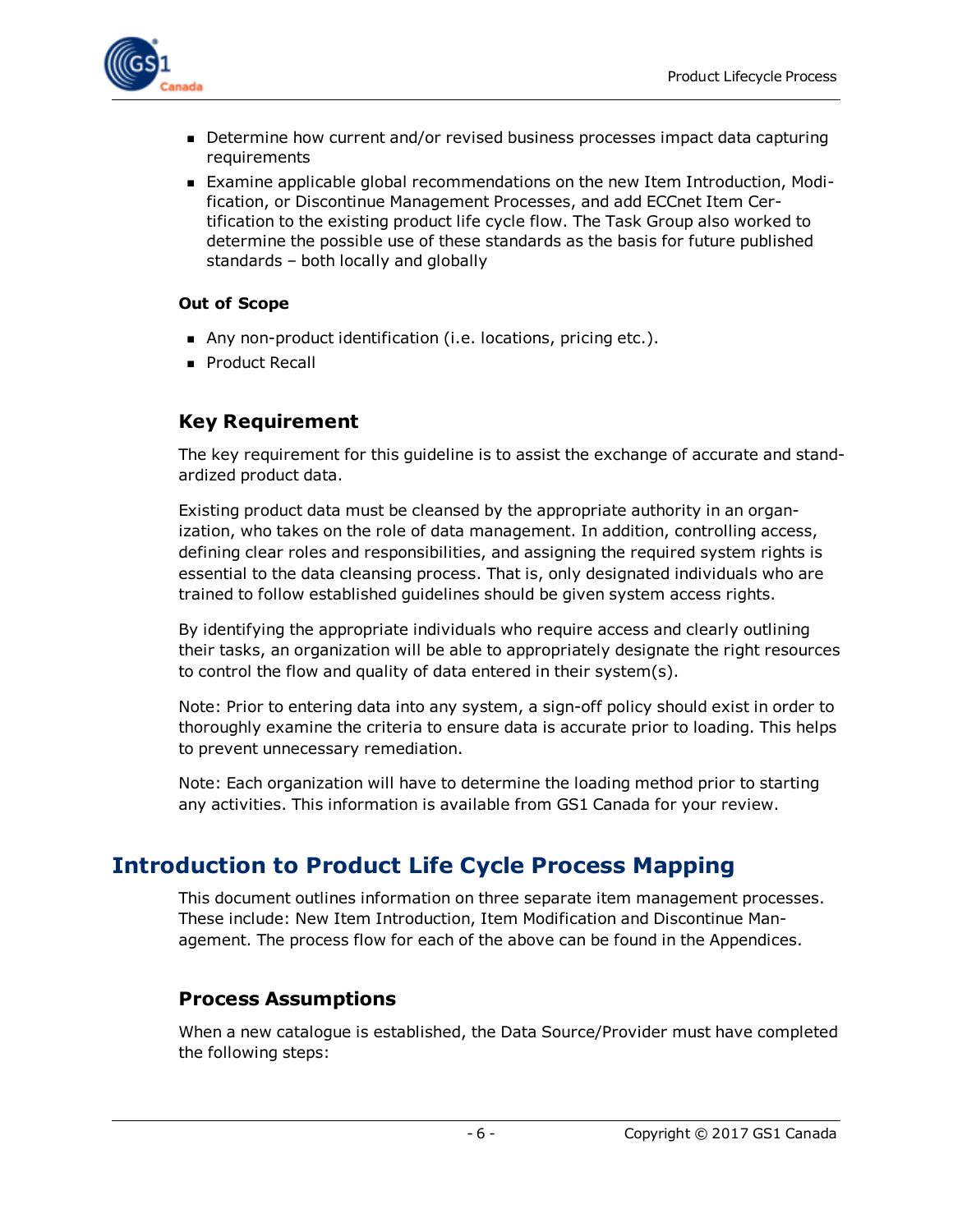- Determine how current and/or revised business processes impact data capturing requirements
- Examine applicable global recommendations on the new Item Introduction, Modification, or Discontinue Management Processes, and add ECCnet Item Certification to the existing product life cycle flow. The Task Group also worked to determine the possible use of these standards as the basis for future published standards – both locally and globally

**Out of Scope**

- Any non-product identification (i.e. locations, pricing etc.).
- Product Recall

### Key Requirement

The key requirement for this guideline is to assist the exchange of accurate and standardized product data.

Existing product data must be cleansed by the appropriate authority in an organization, who takes on the role of data management. In addition, controlling access, defining clear roles and responsibilities, and assigning the required system rights is essential to the data cleansing process. That is, only designated individuals who are trained to follow established guidelines should be given system access rights.

By identifying the appropriate individuals who require access and clearly outlining their tasks, an organization will be able to appropriately designate the right resources to control the flow and quality of data entered in their system(s).

Note: Prior to entering data into any system, a sign-off policy should exist in order to thoroughly examine the criteria to ensure data is accurate prior to loading. This helps to prevent unnecessary remediation.

Note: Each organization will have to determine the loading method prior to starting any activities. This information is available from GS1 Canada for your review.

## Introduction to Product Life Cycle Process Mapping

This document outlines information on three separate item management processes. These include: New Item Introduction, Item Modification and Discontinue Management. The process flow for each of the above can be found in the Appendices.

### Process Assumptions

When a new catalogue is established, the Data Source/Provider must have completed the following steps: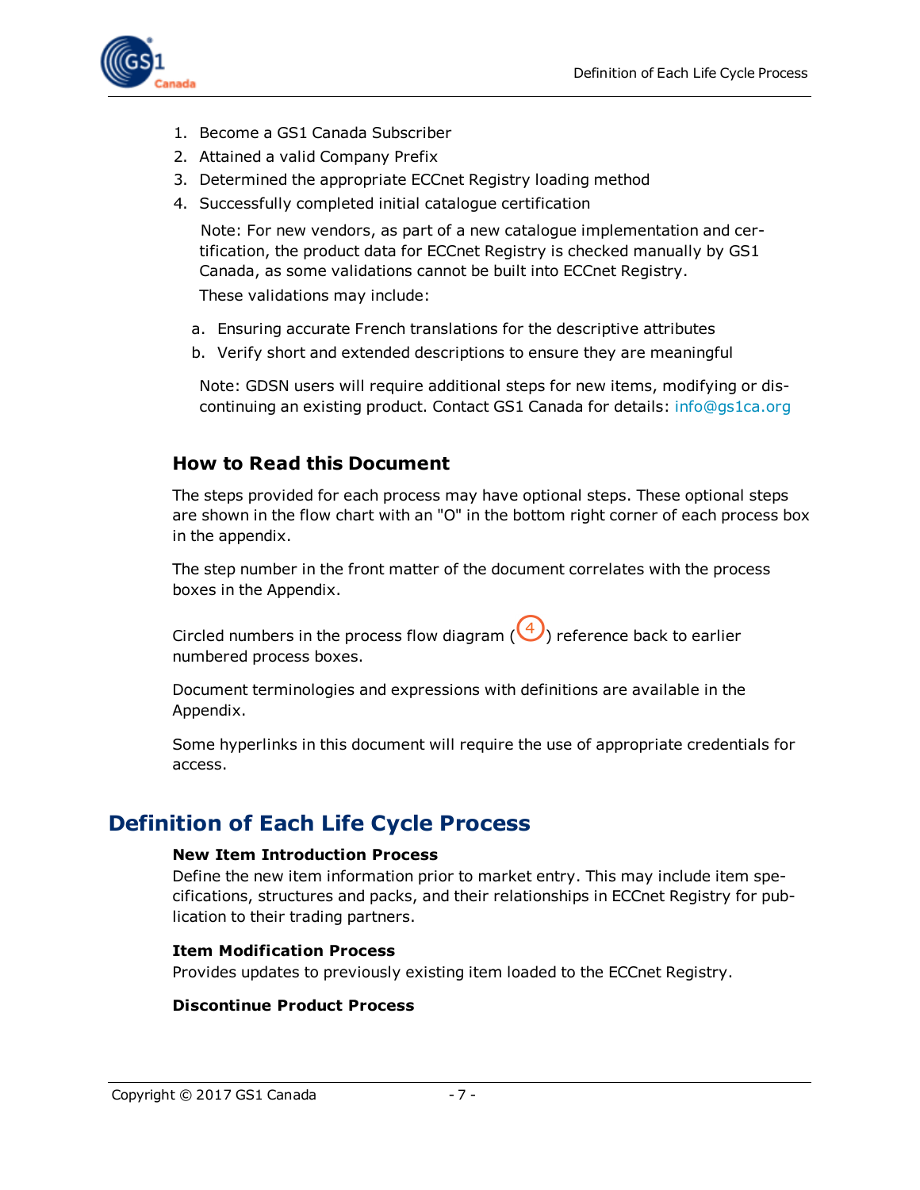1. Become a GS1 Canada Subscriber
2. Attained a valid Company Prefix
3. Determined the appropriate ECCnet Registry loading method
4. Successfully completed initial catalogue certification

   Note: For new vendors, as part of a new catalogue implementation and certification, the product data for ECCnet Registry is checked manually by GS1 Canada, as some validations cannot be built into ECCnet Registry.

   These validations may include:

   a. Ensuring accurate French translations for the descriptive attributes
   b. Verify short and extended descriptions to ensure they are meaningful

   Note: GDSN users will require additional steps for new items, modifying or discontinuing an existing product. Contact GS1 Canada for details: info@gs1ca.org

### How to Read this Document

The steps provided for each process may have optional steps. These optional steps are shown in the flow chart with an "O" in the bottom right corner of each process box in the appendix.

The step number in the front matter of the document correlates with the process boxes in the Appendix.

Circled numbers in the process flow diagram (4) reference back to earlier numbered process boxes.

Document terminologies and expressions with definitions are available in the Appendix.

Some hyperlinks in this document will require the use of appropriate credentials for access.

## Definition of Each Life Cycle Process

**New Item Introduction Process**

Define the new item information prior to market entry. This may include item specifications, structures and packs, and their relationships in ECCnet Registry for publication to their trading partners.

**Item Modification Process**

Provides updates to previously existing item loaded to the ECCnet Registry.

**Discontinue Product Process**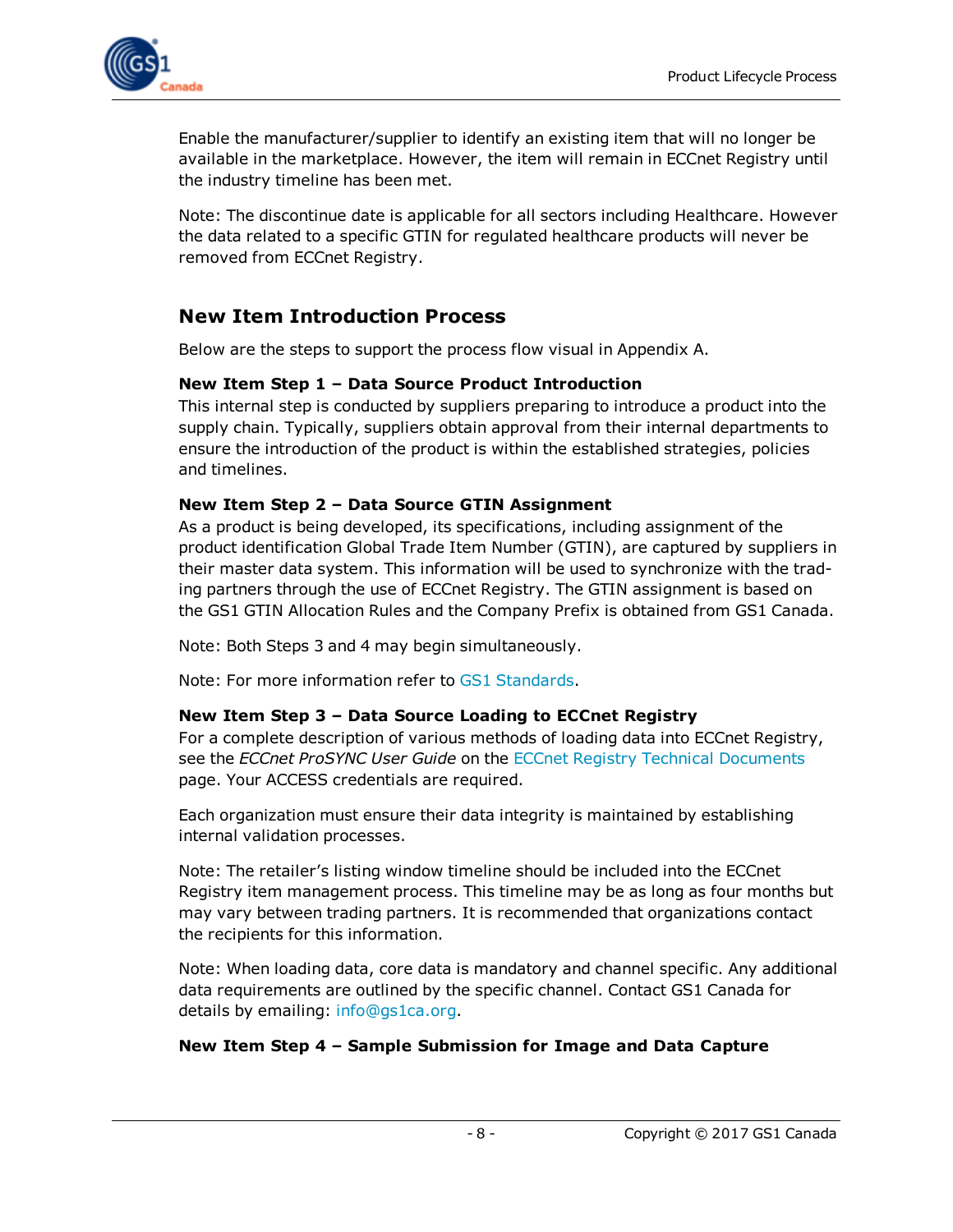Enable the manufacturer/supplier to identify an existing item that will no longer be available in the marketplace. However, the item will remain in ECCnet Registry until the industry timeline has been met.

Note: The discontinue date is applicable for all sectors including Healthcare. However the data related to a specific GTIN for regulated healthcare products will never be removed from ECCnet Registry.

## New Item Introduction Process

Below are the steps to support the process flow visual in Appendix A.

**New Item Step 1 – Data Source Product Introduction**
This internal step is conducted by suppliers preparing to introduce a product into the supply chain. Typically, suppliers obtain approval from their internal departments to ensure the introduction of the product is within the established strategies, policies and timelines.

**New Item Step 2 – Data Source GTIN Assignment**
As a product is being developed, its specifications, including assignment of the product identification Global Trade Item Number (GTIN), are captured by suppliers in their master data system. This information will be used to synchronize with the trading partners through the use of ECCnet Registry. The GTIN assignment is based on the GS1 GTIN Allocation Rules and the Company Prefix is obtained from GS1 Canada.

Note: Both Steps 3 and 4 may begin simultaneously.

Note: For more information refer to GS1 Standards.

**New Item Step 3 – Data Source Loading to ECCnet Registry**
For a complete description of various methods of loading data into ECCnet Registry, see the *ECCnet ProSYNC User Guide* on the ECCnet Registry Technical Documents page. Your ACCESS credentials are required.

Each organization must ensure their data integrity is maintained by establishing internal validation processes.

Note: The retailer's listing window timeline should be included into the ECCnet Registry item management process. This timeline may be as long as four months but may vary between trading partners. It is recommended that organizations contact the recipients for this information.

Note: When loading data, core data is mandatory and channel specific. Any additional data requirements are outlined by the specific channel. Contact GS1 Canada for details by emailing: info@gs1ca.org.

**New Item Step 4 – Sample Submission for Image and Data Capture**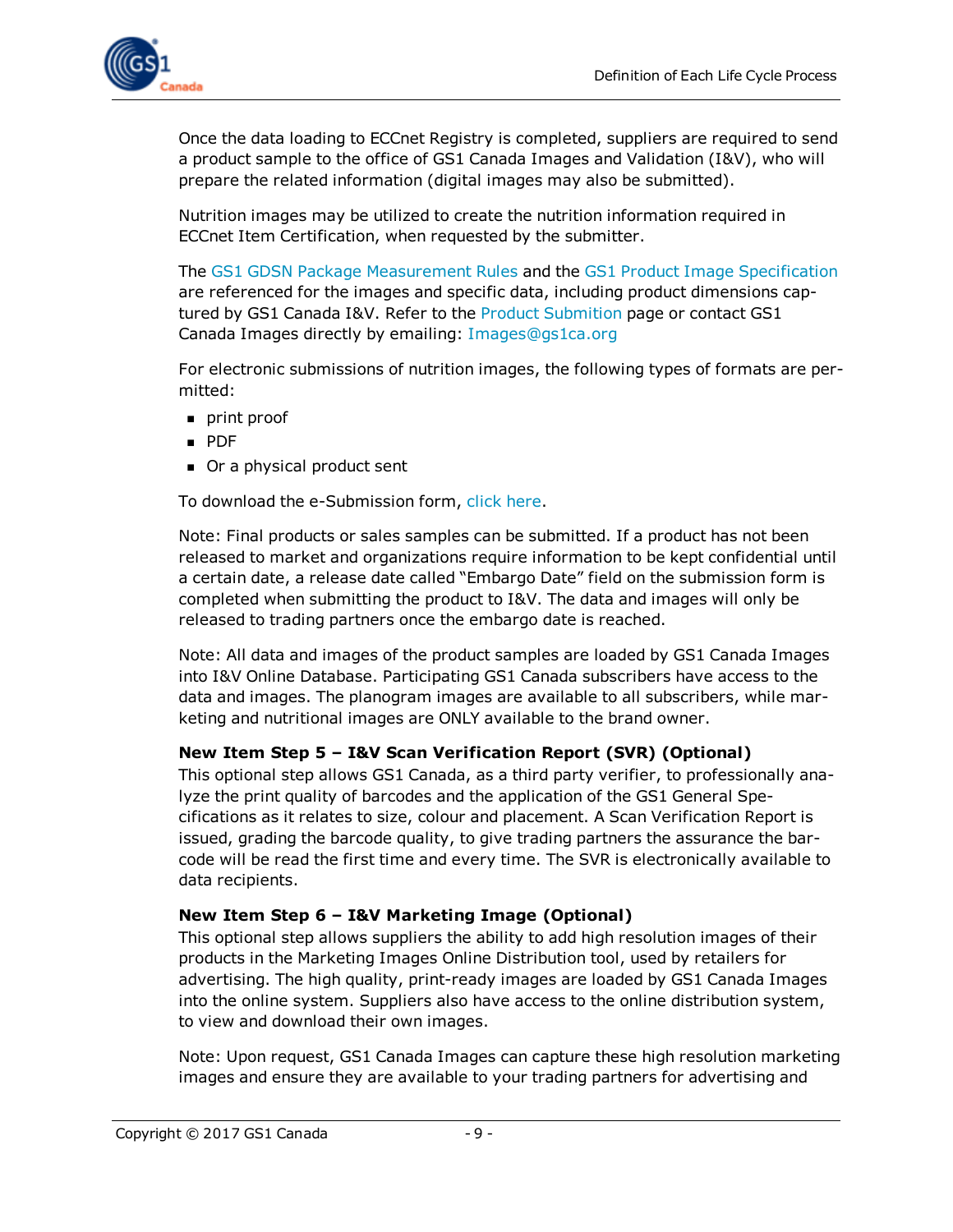Once the data loading to ECCnet Registry is completed, suppliers are required to send a product sample to the office of GS1 Canada Images and Validation (I&V), who will prepare the related information (digital images may also be submitted).

Nutrition images may be utilized to create the nutrition information required in ECCnet Item Certification, when requested by the submitter.

The GS1 GDSN Package Measurement Rules and the GS1 Product Image Specification are referenced for the images and specific data, including product dimensions captured by GS1 Canada I&V. Refer to the Product Submition page or contact GS1 Canada Images directly by emailing: Images@gs1ca.org

For electronic submissions of nutrition images, the following types of formats are permitted:

- print proof
- PDF
- Or a physical product sent

To download the e-Submission form, click here.

Note: Final products or sales samples can be submitted. If a product has not been released to market and organizations require information to be kept confidential until a certain date, a release date called "Embargo Date" field on the submission form is completed when submitting the product to I&V. The data and images will only be released to trading partners once the embargo date is reached.

Note: All data and images of the product samples are loaded by GS1 Canada Images into I&V Online Database. Participating GS1 Canada subscribers have access to the data and images. The planogram images are available to all subscribers, while marketing and nutritional images are ONLY available to the brand owner.

**New Item Step 5 – I&V Scan Verification Report (SVR) (Optional)**

This optional step allows GS1 Canada, as a third party verifier, to professionally analyze the print quality of barcodes and the application of the GS1 General Specifications as it relates to size, colour and placement. A Scan Verification Report is issued, grading the barcode quality, to give trading partners the assurance the barcode will be read the first time and every time. The SVR is electronically available to data recipients.

**New Item Step 6 – I&V Marketing Image (Optional)**

This optional step allows suppliers the ability to add high resolution images of their products in the Marketing Images Online Distribution tool, used by retailers for advertising. The high quality, print-ready images are loaded by GS1 Canada Images into the online system. Suppliers also have access to the online distribution system, to view and download their own images.

Note: Upon request, GS1 Canada Images can capture these high resolution marketing images and ensure they are available to your trading partners for advertising and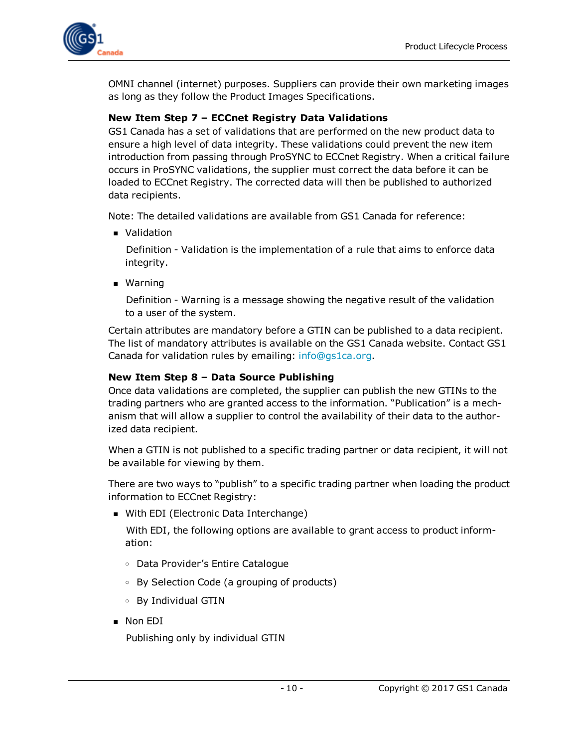OMNI channel (internet) purposes. Suppliers can provide their own marketing images as long as they follow the Product Images Specifications.

**New Item Step 7 – ECCnet Registry Data Validations**

GS1 Canada has a set of validations that are performed on the new product data to ensure a high level of data integrity. These validations could prevent the new item introduction from passing through ProSYNC to ECCnet Registry. When a critical failure occurs in ProSYNC validations, the supplier must correct the data before it can be loaded to ECCnet Registry. The corrected data will then be published to authorized data recipients.

Note: The detailed validations are available from GS1 Canada for reference:

- Validation

  Definition - Validation is the implementation of a rule that aims to enforce data integrity.

- Warning

  Definition - Warning is a message showing the negative result of the validation to a user of the system.

Certain attributes are mandatory before a GTIN can be published to a data recipient. The list of mandatory attributes is available on the GS1 Canada website. Contact GS1 Canada for validation rules by emailing: info@gs1ca.org.

**New Item Step 8 – Data Source Publishing**

Once data validations are completed, the supplier can publish the new GTINs to the trading partners who are granted access to the information. "Publication" is a mechanism that will allow a supplier to control the availability of their data to the authorized data recipient.

When a GTIN is not published to a specific trading partner or data recipient, it will not be available for viewing by them.

There are two ways to "publish" to a specific trading partner when loading the product information to ECCnet Registry:

- With EDI (Electronic Data Interchange)

  With EDI, the following options are available to grant access to product information:

  - Data Provider's Entire Catalogue
  - By Selection Code (a grouping of products)
  - By Individual GTIN

- Non EDI

  Publishing only by individual GTIN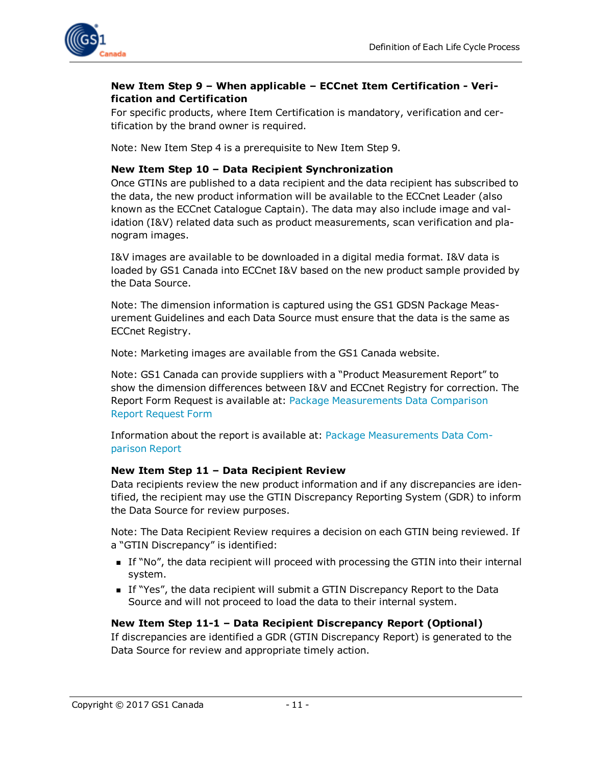**New Item Step 9 – When applicable – ECCnet Item Certification - Verification and Certification**

For specific products, where Item Certification is mandatory, verification and certification by the brand owner is required.

Note: New Item Step 4 is a prerequisite to New Item Step 9.

**New Item Step 10 – Data Recipient Synchronization**

Once GTINs are published to a data recipient and the data recipient has subscribed to the data, the new product information will be available to the ECCnet Leader (also known as the ECCnet Catalogue Captain). The data may also include image and validation (I&V) related data such as product measurements, scan verification and planogram images.

I&V images are available to be downloaded in a digital media format. I&V data is loaded by GS1 Canada into ECCnet I&V based on the new product sample provided by the Data Source.

Note: The dimension information is captured using the GS1 GDSN Package Measurement Guidelines and each Data Source must ensure that the data is the same as ECCnet Registry.

Note: Marketing images are available from the GS1 Canada website.

Note: GS1 Canada can provide suppliers with a "Product Measurement Report" to show the dimension differences between I&V and ECCnet Registry for correction. The Report Form Request is available at: Package Measurements Data Comparison Report Request Form

Information about the report is available at: Package Measurements Data Comparison Report

**New Item Step 11 – Data Recipient Review**

Data recipients review the new product information and if any discrepancies are identified, the recipient may use the GTIN Discrepancy Reporting System (GDR) to inform the Data Source for review purposes.

Note: The Data Recipient Review requires a decision on each GTIN being reviewed. If a "GTIN Discrepancy" is identified:

- If "No", the data recipient will proceed with processing the GTIN into their internal system.
- If "Yes", the data recipient will submit a GTIN Discrepancy Report to the Data Source and will not proceed to load the data to their internal system.

**New Item Step 11-1 – Data Recipient Discrepancy Report (Optional)**

If discrepancies are identified a GDR (GTIN Discrepancy Report) is generated to the Data Source for review and appropriate timely action.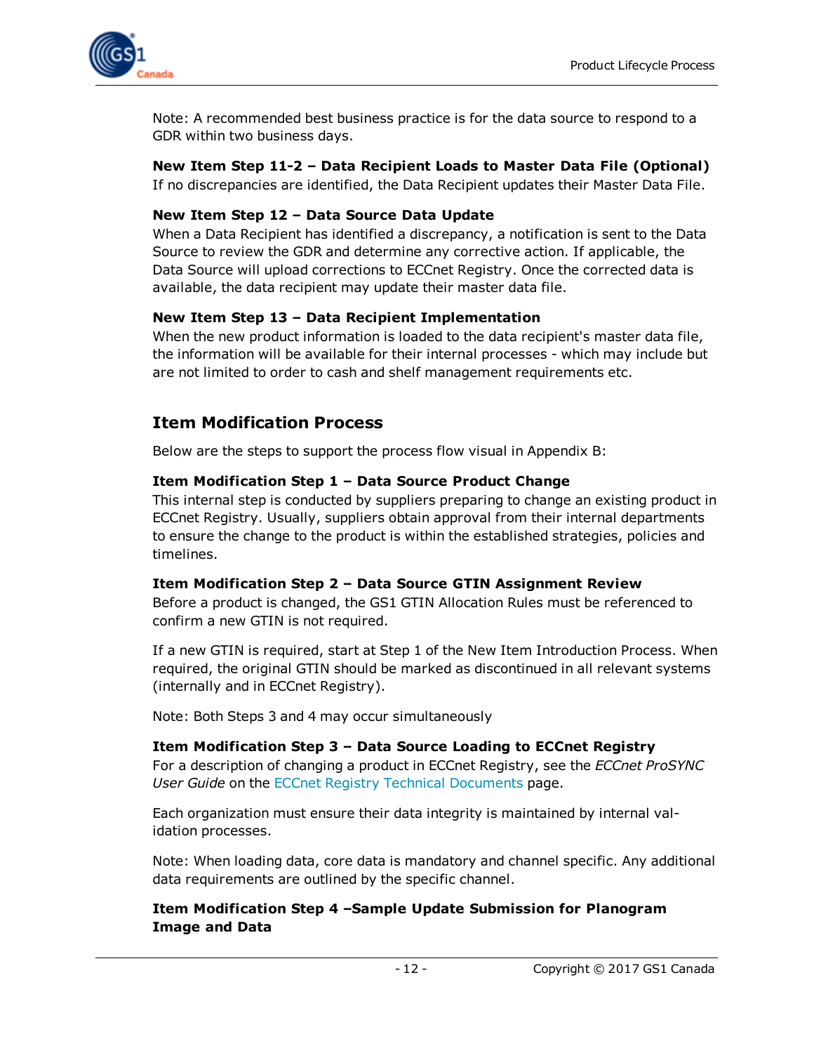Note: A recommended best business practice is for the data source to respond to a GDR within two business days.

**New Item Step 11-2 – Data Recipient Loads to Master Data File (Optional)**
If no discrepancies are identified, the Data Recipient updates their Master Data File.

**New Item Step 12 – Data Source Data Update**
When a Data Recipient has identified a discrepancy, a notification is sent to the Data Source to review the GDR and determine any corrective action. If applicable, the Data Source will upload corrections to ECCnet Registry. Once the corrected data is available, the data recipient may update their master data file.

**New Item Step 13 – Data Recipient Implementation**
When the new product information is loaded to the data recipient's master data file, the information will be available for their internal processes - which may include but are not limited to order to cash and shelf management requirements etc.

## Item Modification Process

Below are the steps to support the process flow visual in Appendix B:

**Item Modification Step 1 – Data Source Product Change**
This internal step is conducted by suppliers preparing to change an existing product in ECCnet Registry. Usually, suppliers obtain approval from their internal departments to ensure the change to the product is within the established strategies, policies and timelines.

**Item Modification Step 2 – Data Source GTIN Assignment Review**
Before a product is changed, the GS1 GTIN Allocation Rules must be referenced to confirm a new GTIN is not required.

If a new GTIN is required, start at Step 1 of the New Item Introduction Process. When required, the original GTIN should be marked as discontinued in all relevant systems (internally and in ECCnet Registry).

Note: Both Steps 3 and 4 may occur simultaneously

**Item Modification Step 3 – Data Source Loading to ECCnet Registry**
For a description of changing a product in ECCnet Registry, see the *ECCnet ProSYNC User Guide* on the ECCnet Registry Technical Documents page.

Each organization must ensure their data integrity is maintained by internal validation processes.

Note: When loading data, core data is mandatory and channel specific. Any additional data requirements are outlined by the specific channel.

**Item Modification Step 4 –Sample Update Submission for Planogram Image and Data**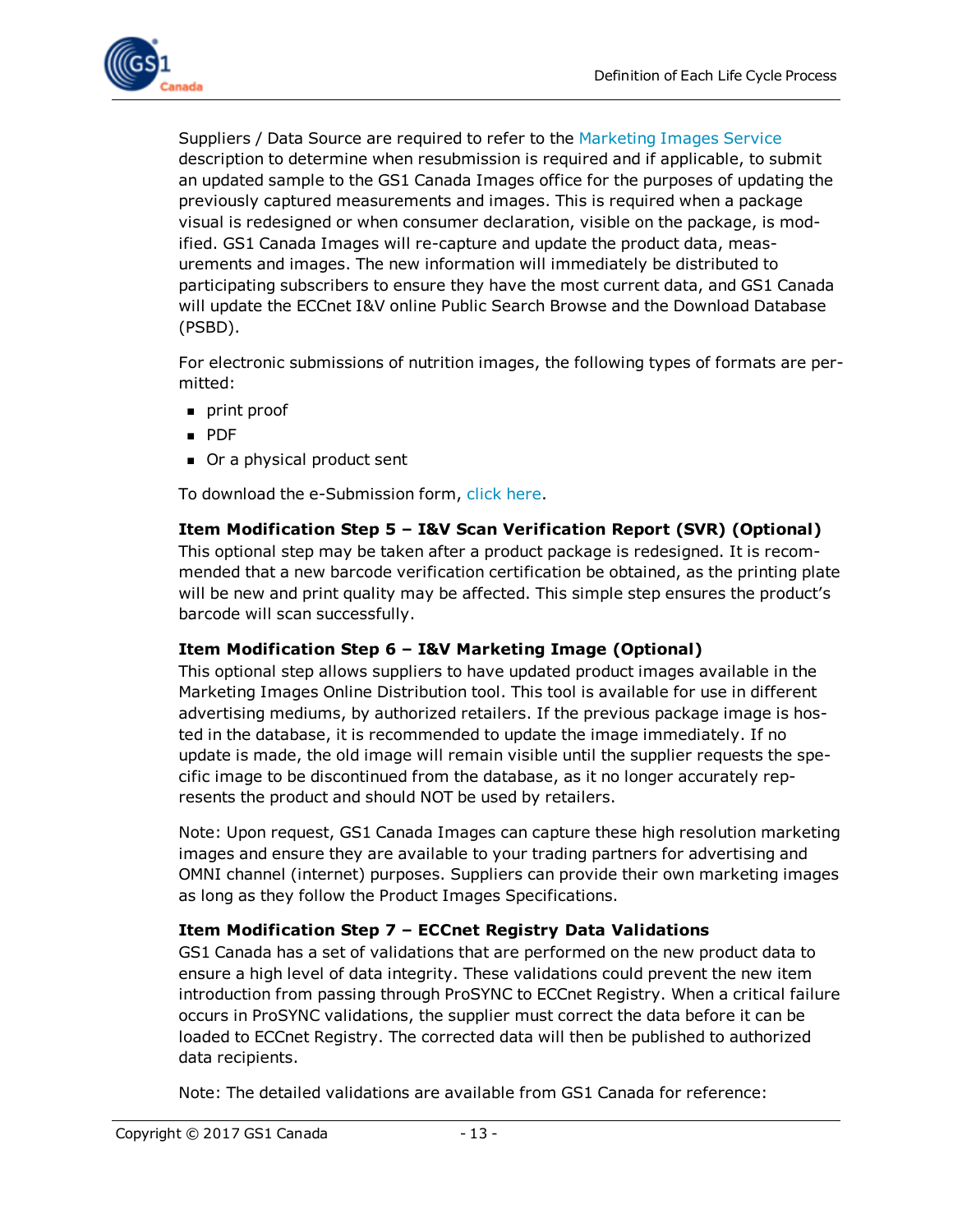Suppliers / Data Source are required to refer to the Marketing Images Service description to determine when resubmission is required and if applicable, to submit an updated sample to the GS1 Canada Images office for the purposes of updating the previously captured measurements and images. This is required when a package visual is redesigned or when consumer declaration, visible on the package, is modified. GS1 Canada Images will re-capture and update the product data, measurements and images. The new information will immediately be distributed to participating subscribers to ensure they have the most current data, and GS1 Canada will update the ECCnet I&V online Public Search Browse and the Download Database (PSBD).

For electronic submissions of nutrition images, the following types of formats are permitted:

- print proof
- PDF
- Or a physical product sent

To download the e-Submission form, click here.

**Item Modification Step 5 – I&V Scan Verification Report (SVR) (Optional)**
This optional step may be taken after a product package is redesigned. It is recommended that a new barcode verification certification be obtained, as the printing plate will be new and print quality may be affected. This simple step ensures the product's barcode will scan successfully.

**Item Modification Step 6 – I&V Marketing Image (Optional)**
This optional step allows suppliers to have updated product images available in the Marketing Images Online Distribution tool. This tool is available for use in different advertising mediums, by authorized retailers. If the previous package image is hosted in the database, it is recommended to update the image immediately. If no update is made, the old image will remain visible until the supplier requests the specific image to be discontinued from the database, as it no longer accurately represents the product and should NOT be used by retailers.

Note: Upon request, GS1 Canada Images can capture these high resolution marketing images and ensure they are available to your trading partners for advertising and OMNI channel (internet) purposes. Suppliers can provide their own marketing images as long as they follow the Product Images Specifications.

**Item Modification Step 7 – ECCnet Registry Data Validations**
GS1 Canada has a set of validations that are performed on the new product data to ensure a high level of data integrity. These validations could prevent the new item introduction from passing through ProSYNC to ECCnet Registry. When a critical failure occurs in ProSYNC validations, the supplier must correct the data before it can be loaded to ECCnet Registry. The corrected data will then be published to authorized data recipients.

Note: The detailed validations are available from GS1 Canada for reference: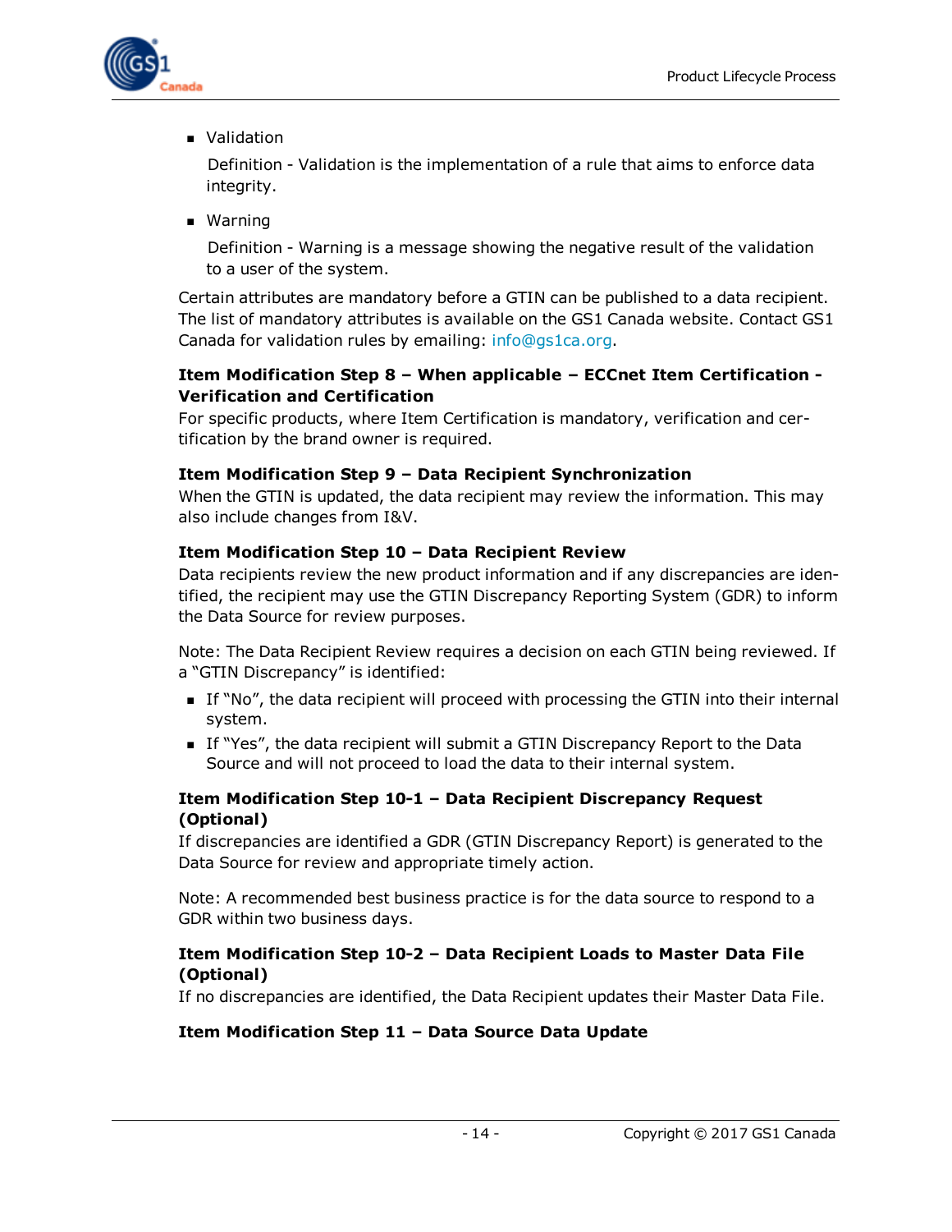- Validation

  Definition - Validation is the implementation of a rule that aims to enforce data integrity.

- Warning

  Definition - Warning is a message showing the negative result of the validation to a user of the system.

Certain attributes are mandatory before a GTIN can be published to a data recipient. The list of mandatory attributes is available on the GS1 Canada website. Contact GS1 Canada for validation rules by emailing: info@gs1ca.org.

**Item Modification Step 8 – When applicable – ECCnet Item Certification - Verification and Certification**

For specific products, where Item Certification is mandatory, verification and certification by the brand owner is required.

**Item Modification Step 9 – Data Recipient Synchronization**

When the GTIN is updated, the data recipient may review the information. This may also include changes from I&V.

**Item Modification Step 10 – Data Recipient Review**

Data recipients review the new product information and if any discrepancies are identified, the recipient may use the GTIN Discrepancy Reporting System (GDR) to inform the Data Source for review purposes.

Note: The Data Recipient Review requires a decision on each GTIN being reviewed. If a "GTIN Discrepancy" is identified:

- If "No", the data recipient will proceed with processing the GTIN into their internal system.
- If "Yes", the data recipient will submit a GTIN Discrepancy Report to the Data Source and will not proceed to load the data to their internal system.

**Item Modification Step 10-1 – Data Recipient Discrepancy Request (Optional)**

If discrepancies are identified a GDR (GTIN Discrepancy Report) is generated to the Data Source for review and appropriate timely action.

Note: A recommended best business practice is for the data source to respond to a GDR within two business days.

**Item Modification Step 10-2 – Data Recipient Loads to Master Data File (Optional)**

If no discrepancies are identified, the Data Recipient updates their Master Data File.

**Item Modification Step 11 – Data Source Data Update**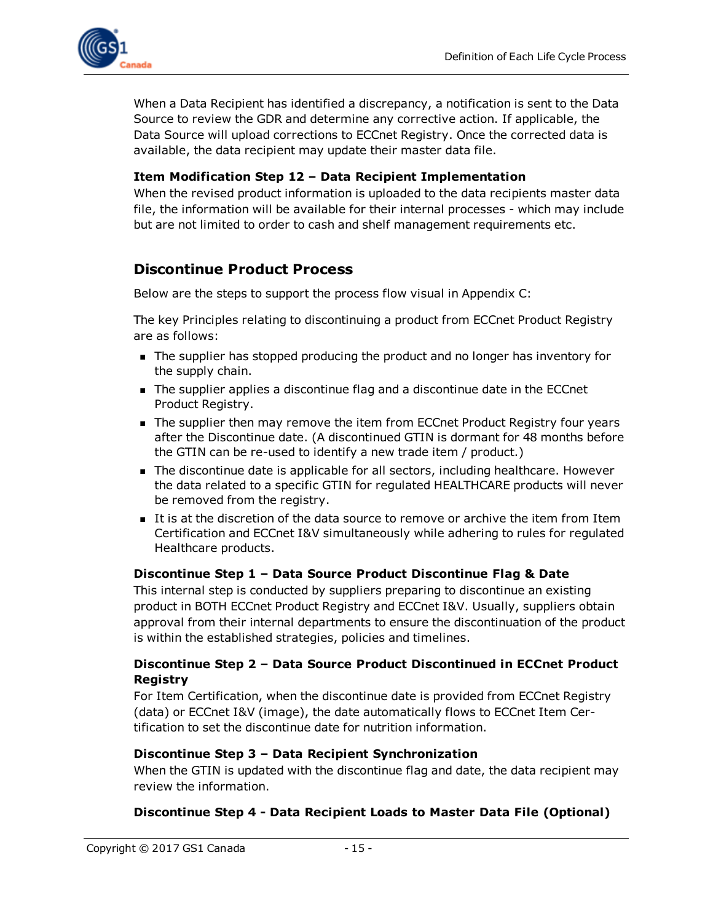When a Data Recipient has identified a discrepancy, a notification is sent to the Data Source to review the GDR and determine any corrective action. If applicable, the Data Source will upload corrections to ECCnet Registry. Once the corrected data is available, the data recipient may update their master data file.

**Item Modification Step 12 – Data Recipient Implementation**

When the revised product information is uploaded to the data recipients master data file, the information will be available for their internal processes - which may include but are not limited to order to cash and shelf management requirements etc.

## Discontinue Product Process

Below are the steps to support the process flow visual in Appendix C:

The key Principles relating to discontinuing a product from ECCnet Product Registry are as follows:

- The supplier has stopped producing the product and no longer has inventory for the supply chain.
- The supplier applies a discontinue flag and a discontinue date in the ECCnet Product Registry.
- The supplier then may remove the item from ECCnet Product Registry four years after the Discontinue date. (A discontinued GTIN is dormant for 48 months before the GTIN can be re-used to identify a new trade item / product.)
- The discontinue date is applicable for all sectors, including healthcare. However the data related to a specific GTIN for regulated HEALTHCARE products will never be removed from the registry.
- It is at the discretion of the data source to remove or archive the item from Item Certification and ECCnet I&V simultaneously while adhering to rules for regulated Healthcare products.

**Discontinue Step 1 – Data Source Product Discontinue Flag & Date**

This internal step is conducted by suppliers preparing to discontinue an existing product in BOTH ECCnet Product Registry and ECCnet I&V. Usually, suppliers obtain approval from their internal departments to ensure the discontinuation of the product is within the established strategies, policies and timelines.

**Discontinue Step 2 – Data Source Product Discontinued in ECCnet Product Registry**

For Item Certification, when the discontinue date is provided from ECCnet Registry (data) or ECCnet I&V (image), the date automatically flows to ECCnet Item Certification to set the discontinue date for nutrition information.

**Discontinue Step 3 – Data Recipient Synchronization**

When the GTIN is updated with the discontinue flag and date, the data recipient may review the information.

**Discontinue Step 4 - Data Recipient Loads to Master Data File (Optional)**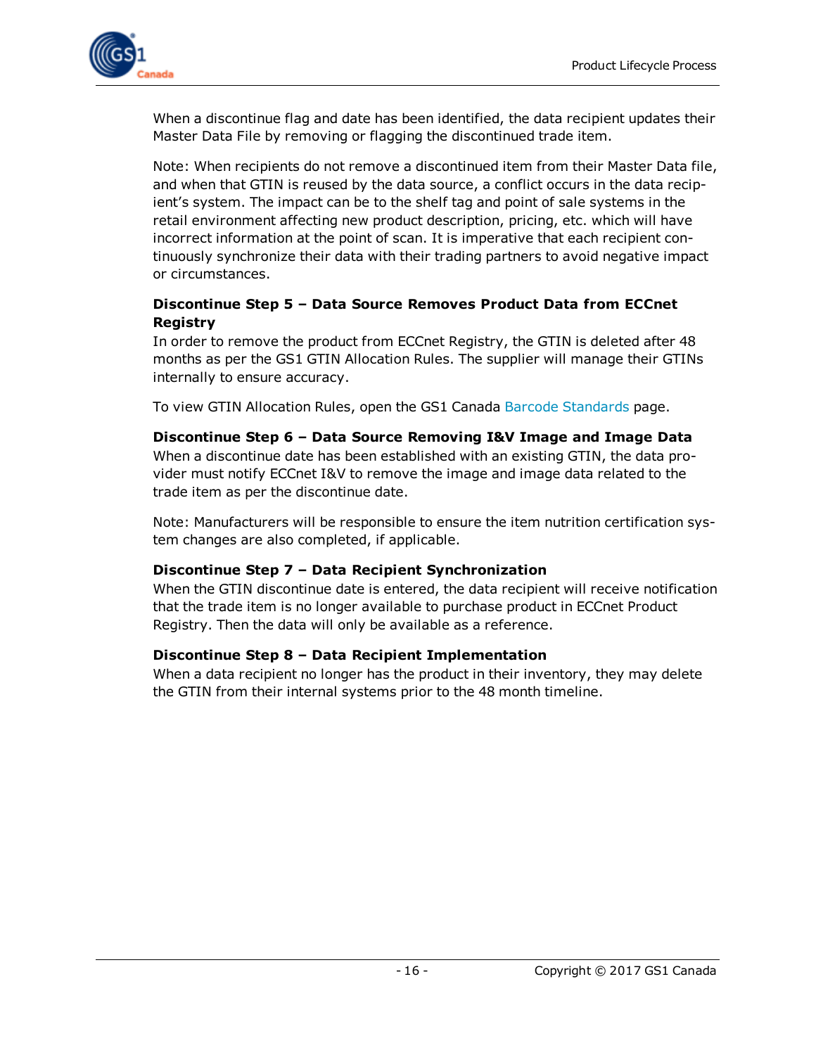When a discontinue flag and date has been identified, the data recipient updates their Master Data File by removing or flagging the discontinued trade item.

Note: When recipients do not remove a discontinued item from their Master Data file, and when that GTIN is reused by the data source, a conflict occurs in the data recipient's system. The impact can be to the shelf tag and point of sale systems in the retail environment affecting new product description, pricing, etc. which will have incorrect information at the point of scan. It is imperative that each recipient continuously synchronize their data with their trading partners to avoid negative impact or circumstances.

**Discontinue Step 5 – Data Source Removes Product Data from ECCnet Registry**

In order to remove the product from ECCnet Registry, the GTIN is deleted after 48 months as per the GS1 GTIN Allocation Rules. The supplier will manage their GTINs internally to ensure accuracy.

To view GTIN Allocation Rules, open the GS1 Canada Barcode Standards page.

**Discontinue Step 6 – Data Source Removing I&V Image and Image Data**

When a discontinue date has been established with an existing GTIN, the data provider must notify ECCnet I&V to remove the image and image data related to the trade item as per the discontinue date.

Note: Manufacturers will be responsible to ensure the item nutrition certification system changes are also completed, if applicable.

**Discontinue Step 7 – Data Recipient Synchronization**

When the GTIN discontinue date is entered, the data recipient will receive notification that the trade item is no longer available to purchase product in ECCnet Product Registry. Then the data will only be available as a reference.

**Discontinue Step 8 – Data Recipient Implementation**

When a data recipient no longer has the product in their inventory, they may delete the GTIN from their internal systems prior to the 48 month timeline.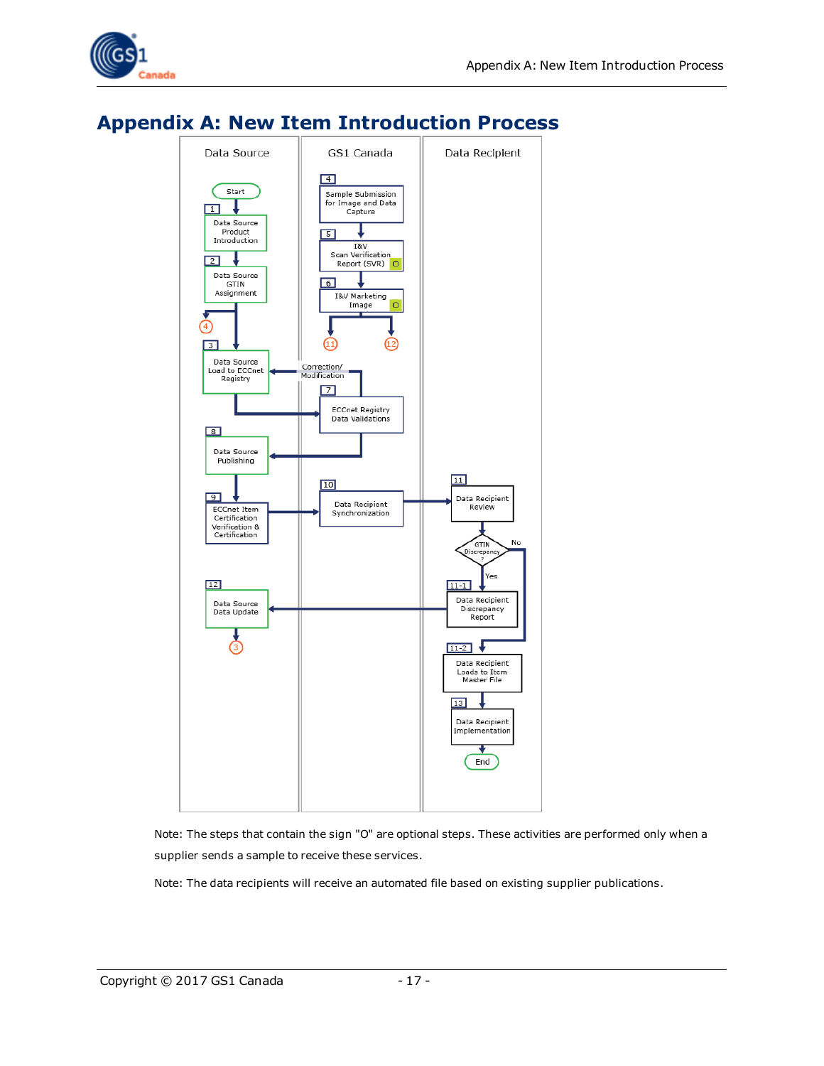# Appendix A: New Item Introduction Process

| Data Source | GS1 Canada | Data Recipient |
|---|---|---|
| Start | | |
| 1 Data Source Product Introduction | 4 Sample Submission for Image and Data Capture | |
| 2 Data Source GTIN Assignment | 5 I&V Scan Verification Report (SVR) O | |
| | 6 I&V Marketing Image O | |
| 3 Data Source Load to ECCnet Registry | Correction/ Modification | |
| | 7 ECCnet Registry Data Validations | |
| 8 Data Source Publishing | | |
| 9 ECCnet Item Certification Verification & Certification | 10 Data Recipient Synchronization | 11 Data Recipient Review |
| | | GTIN Discrepancy ? (Yes / No) |
| 12 Data Source Data Update | | 11-1 Data Recipient Discrepancy Report |
| | | 11-2 Data Recipient Loads to Item Master File |
| | | 13 Data Recipient Implementation |
| | | End |

Note: The steps that contain the sign "O" are optional steps. These activities are performed only when a supplier sends a sample to receive these services.

Note: The data recipients will receive an automated file based on existing supplier publications.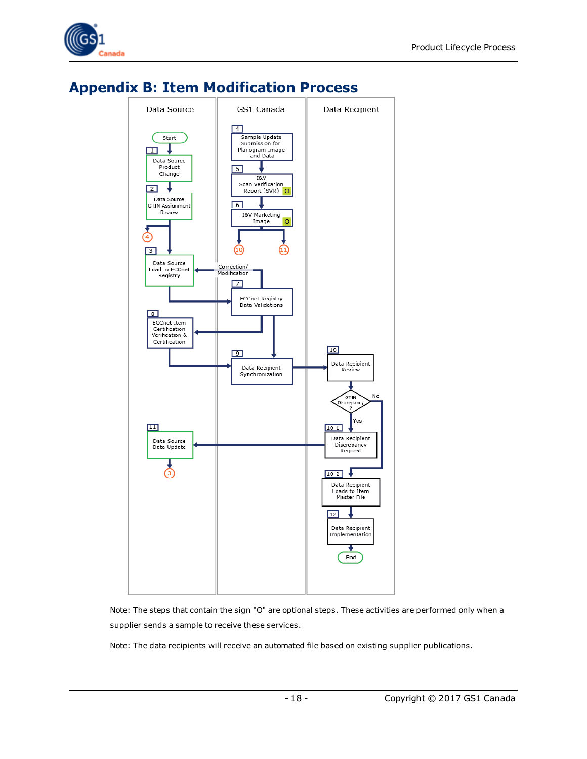# Appendix B: Item Modification Process

| Data Source | GS1 Canada | Data Recipient |
| --- | --- | --- |
| Start | 4 Sample Update Submission for Planogram Image and Data | |
| 1 Data Source Product Change | 5 I&V Scan Verification Report (SVR) O | |
| 2 Data Source GTIN Assignment Review | 6 I&V Marketing Image O | |
| 3 Data Source Load to ECCnet Registry | Correction/ Modification | |
| | 7 ECCnet Registry Data Validations | |
| 8 ECCnet Item Certification Verification & Certification | | |
| | 9 Data Recipient Synchronization | 10 Data Recipient Review |
| | | GTIN Discrepancy ? (Yes / No) |
| 11 Data Source Data Update | | 10-1 Data Recipient Discrepancy Request |
| | | 10-2 Data Recipient Loads to Item Master File |
| | | 12 Data Recipient Implementation |
| | | End |

Note: The steps that contain the sign "O" are optional steps. These activities are performed only when a supplier sends a sample to receive these services.

Note: The data recipients will receive an automated file based on existing supplier publications.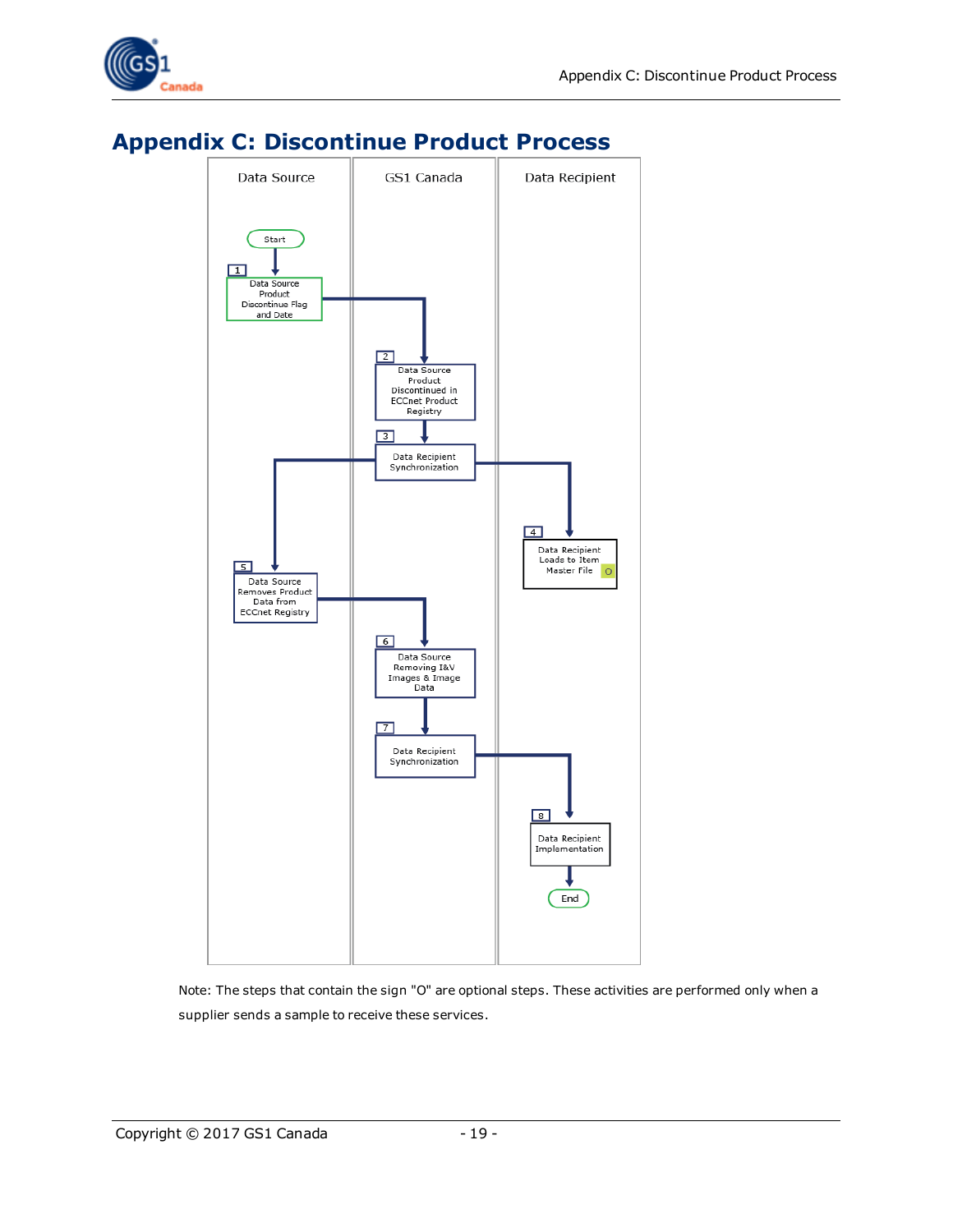# Appendix C: Discontinue Product Process

| Data Source | GS1 Canada | Data Recipient |
|---|---|---|
| Start | | |
| 1. Data Source Product Discontinue Flag and Date | | |
| | 2. Data Source Product Discontinued in ECCnet Product Registry | |
| | 3. Data Recipient Synchronization | |
| | | 4. Data Recipient Loads to Item Master File (O) |
| 5. Data Source Removes Product Data from ECCnet Registry | | |
| | 6. Data Source Removing I&V Images & Image Data | |
| | 7. Data Recipient Synchronization | |
| | | 8. Data Recipient Implementation |
| | | End |

Note: The steps that contain the sign "O" are optional steps. These activities are performed only when a supplier sends a sample to receive these services.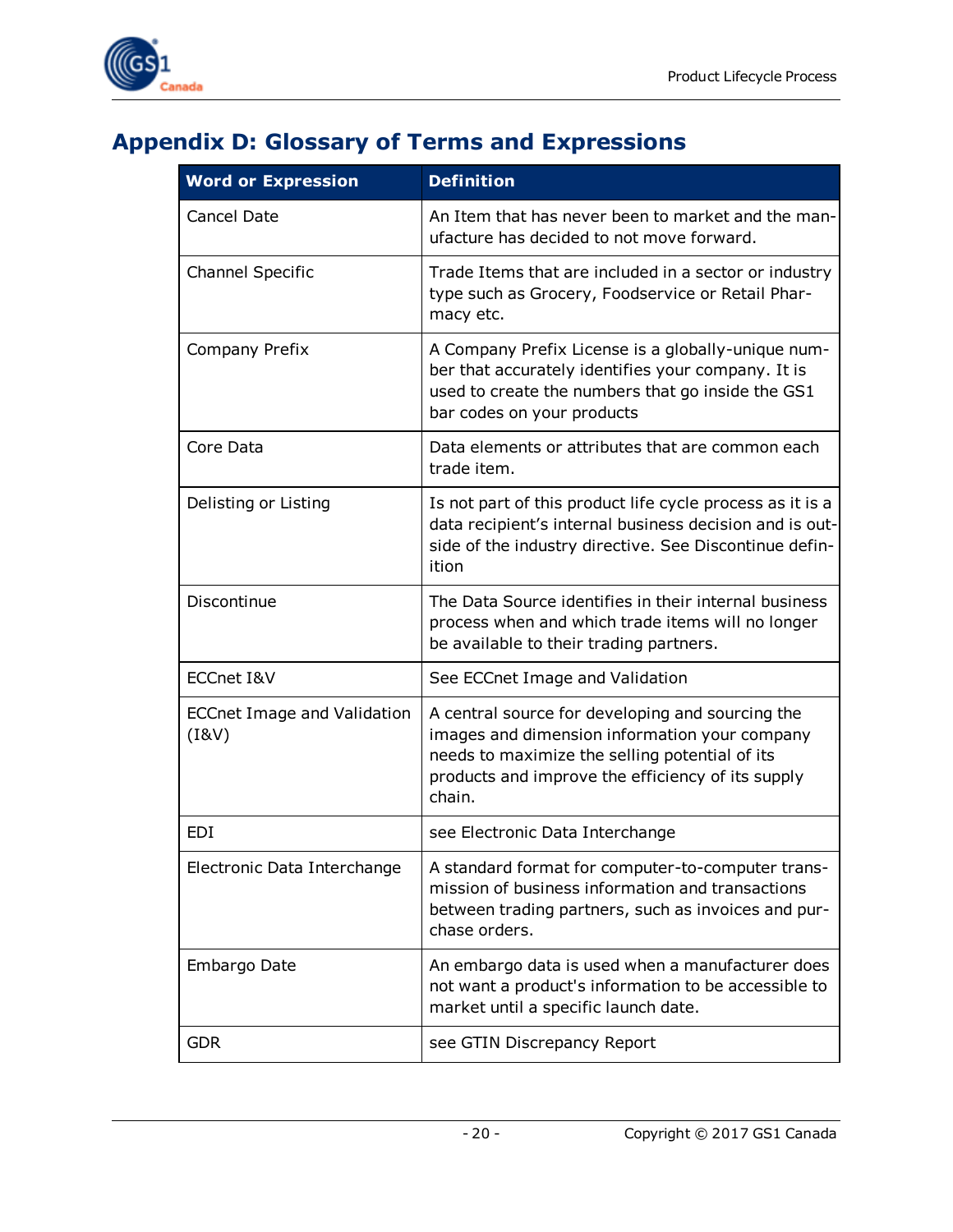# Appendix D: Glossary of Terms and Expressions

| Word or Expression | Definition |
|---|---|
| Cancel Date | An Item that has never been to market and the manufacture has decided to not move forward. |
| Channel Specific | Trade Items that are included in a sector or industry type such as Grocery, Foodservice or Retail Pharmacy etc. |
| Company Prefix | A Company Prefix License is a globally-unique number that accurately identifies your company. It is used to create the numbers that go inside the GS1 bar codes on your products |
| Core Data | Data elements or attributes that are common each trade item. |
| Delisting or Listing | Is not part of this product life cycle process as it is a data recipient's internal business decision and is outside of the industry directive. See Discontinue definition |
| Discontinue | The Data Source identifies in their internal business process when and which trade items will no longer be available to their trading partners. |
| ECCnet I&V | See ECCnet Image and Validation |
| ECCnet Image and Validation (I&V) | A central source for developing and sourcing the images and dimension information your company needs to maximize the selling potential of its products and improve the efficiency of its supply chain. |
| EDI | see Electronic Data Interchange |
| Electronic Data Interchange | A standard format for computer-to-computer transmission of business information and transactions between trading partners, such as invoices and purchase orders. |
| Embargo Date | An embargo data is used when a manufacturer does not want a product's information to be accessible to market until a specific launch date. |
| GDR | see GTIN Discrepancy Report |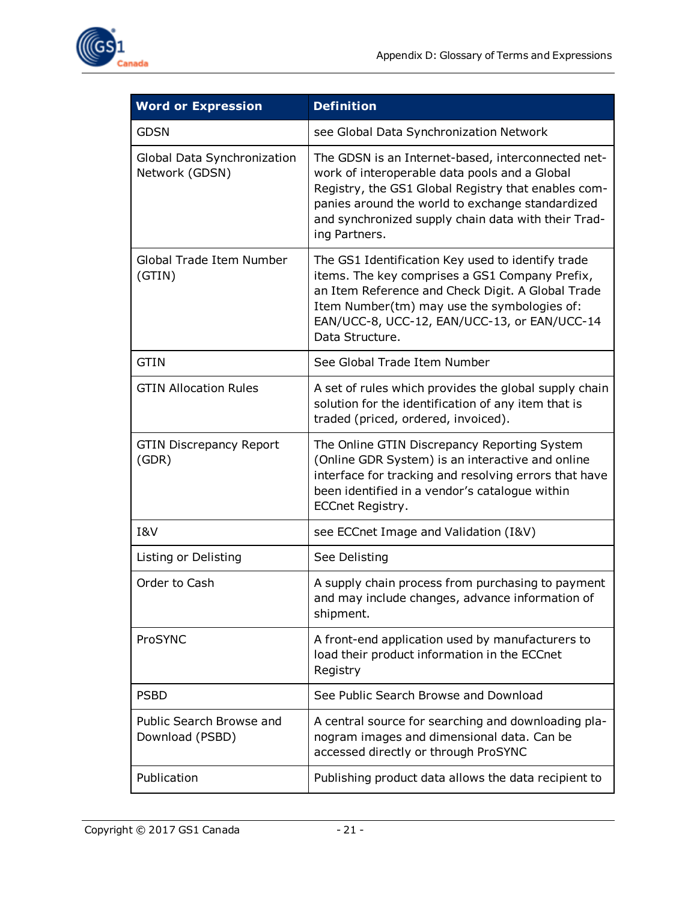| Word or Expression | Definition |
|---|---|
| GDSN | see Global Data Synchronization Network |
| Global Data Synchronization Network (GDSN) | The GDSN is an Internet-based, interconnected network of interoperable data pools and a Global Registry, the GS1 Global Registry that enables companies around the world to exchange standardized and synchronized supply chain data with their Trading Partners. |
| Global Trade Item Number (GTIN) | The GS1 Identification Key used to identify trade items. The key comprises a GS1 Company Prefix, an Item Reference and Check Digit. A Global Trade Item Number(tm) may use the symbologies of: EAN/UCC-8, UCC-12, EAN/UCC-13, or EAN/UCC-14 Data Structure. |
| GTIN | See Global Trade Item Number |
| GTIN Allocation Rules | A set of rules which provides the global supply chain solution for the identification of any item that is traded (priced, ordered, invoiced). |
| GTIN Discrepancy Report (GDR) | The Online GTIN Discrepancy Reporting System (Online GDR System) is an interactive and online interface for tracking and resolving errors that have been identified in a vendor's catalogue within ECCnet Registry. |
| I&V | see ECCnet Image and Validation (I&V) |
| Listing or Delisting | See Delisting |
| Order to Cash | A supply chain process from purchasing to payment and may include changes, advance information of shipment. |
| ProSYNC | A front-end application used by manufacturers to load their product information in the ECCnet Registry |
| PSBD | See Public Search Browse and Download |
| Public Search Browse and Download (PSBD) | A central source for searching and downloading planogram images and dimensional data. Can be accessed directly or through ProSYNC |
| Publication | Publishing product data allows the data recipient to |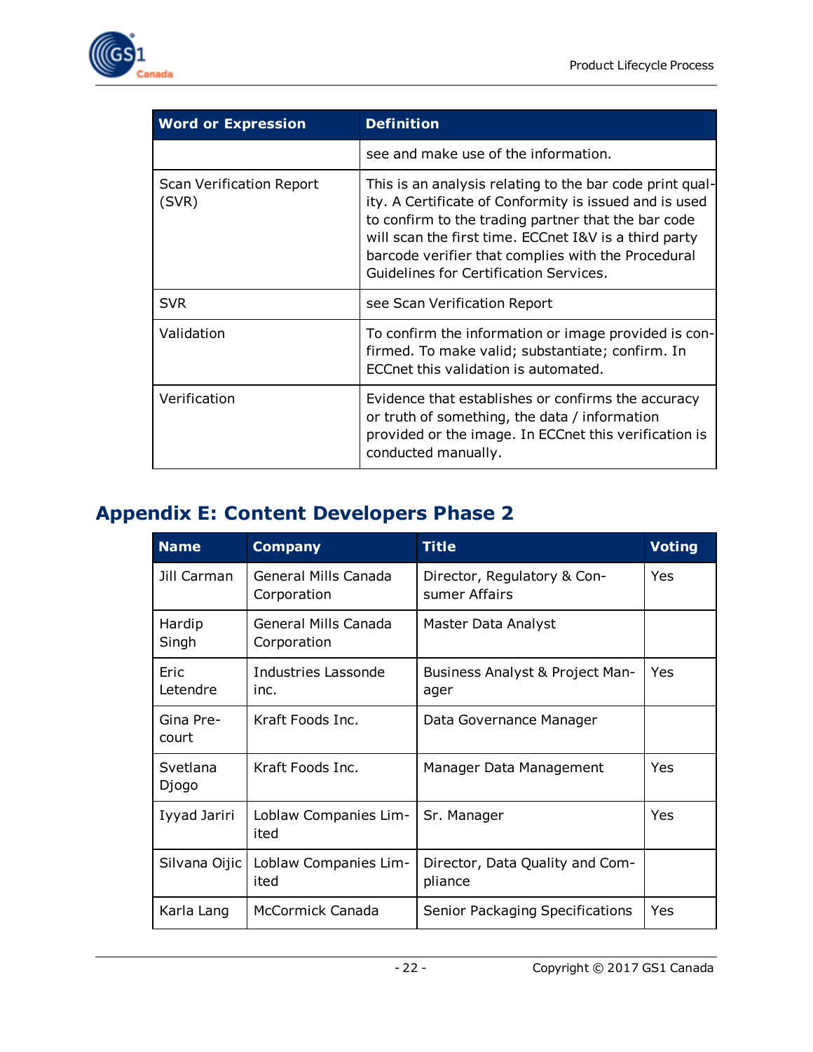| Word or Expression | Definition |
|---|---|
| | see and make use of the information. |
| Scan Verification Report (SVR) | This is an analysis relating to the bar code print quality. A Certificate of Conformity is issued and is used to confirm to the trading partner that the bar code will scan the first time. ECCnet I&V is a third party barcode verifier that complies with the Procedural Guidelines for Certification Services. |
| SVR | see Scan Verification Report |
| Validation | To confirm the information or image provided is confirmed. To make valid; substantiate; confirm. In ECCnet this validation is automated. |
| Verification | Evidence that establishes or confirms the accuracy or truth of something, the data / information provided or the image. In ECCnet this verification is conducted manually. |

# Appendix E: Content Developers Phase 2

| Name | Company | Title | Voting |
|---|---|---|---|
| Jill Carman | General Mills Canada Corporation | Director, Regulatory & Consumer Affairs | Yes |
| Hardip Singh | General Mills Canada Corporation | Master Data Analyst | |
| Eric Letendre | Industries Lassonde inc. | Business Analyst & Project Manager | Yes |
| Gina Precourt | Kraft Foods Inc. | Data Governance Manager | |
| Svetlana Djogo | Kraft Foods Inc. | Manager Data Management | Yes |
| Iyyad Jariri | Loblaw Companies Limited | Sr. Manager | Yes |
| Silvana Oijic | Loblaw Companies Limited | Director, Data Quality and Compliance | |
| Karla Lang | McCormick Canada | Senior Packaging Specifications | Yes |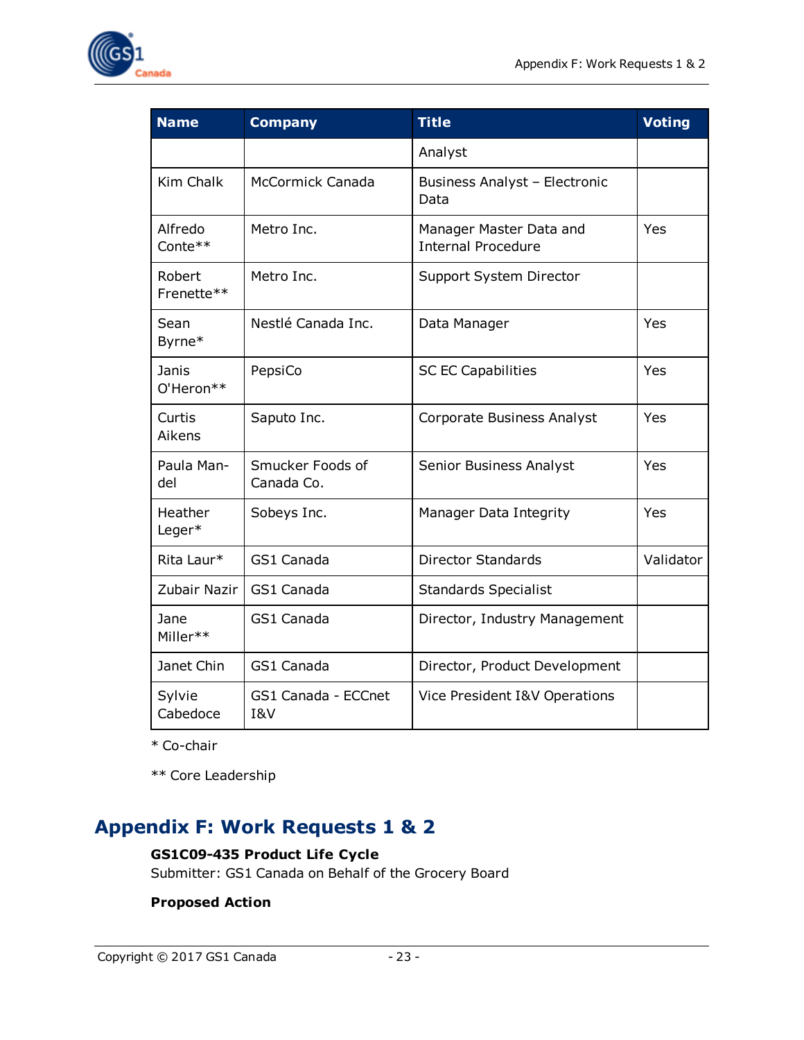| Name | Company | Title | Voting |
|---|---|---|---|
| | | Analyst | |
| Kim Chalk | McCormick Canada | Business Analyst – Electronic Data | |
| Alfredo Conte** | Metro Inc. | Manager Master Data and Internal Procedure | Yes |
| Robert Frenette** | Metro Inc. | Support System Director | |
| Sean Byrne* | Nestlé Canada Inc. | Data Manager | Yes |
| Janis O'Heron** | PepsiCo | SC EC Capabilities | Yes |
| Curtis Aikens | Saputo Inc. | Corporate Business Analyst | Yes |
| Paula Man-del | Smucker Foods of Canada Co. | Senior Business Analyst | Yes |
| Heather Leger* | Sobeys Inc. | Manager Data Integrity | Yes |
| Rita Laur* | GS1 Canada | Director Standards | Validator |
| Zubair Nazir | GS1 Canada | Standards Specialist | |
| Jane Miller** | GS1 Canada | Director, Industry Management | |
| Janet Chin | GS1 Canada | Director, Product Development | |
| Sylvie Cabedoce | GS1 Canada - ECCnet I&V | Vice President I&V Operations | |

\* Co-chair

** Core Leadership

# Appendix F: Work Requests 1 & 2

**GS1C09-435 Product Life Cycle**
Submitter: GS1 Canada on Behalf of the Grocery Board

**Proposed Action**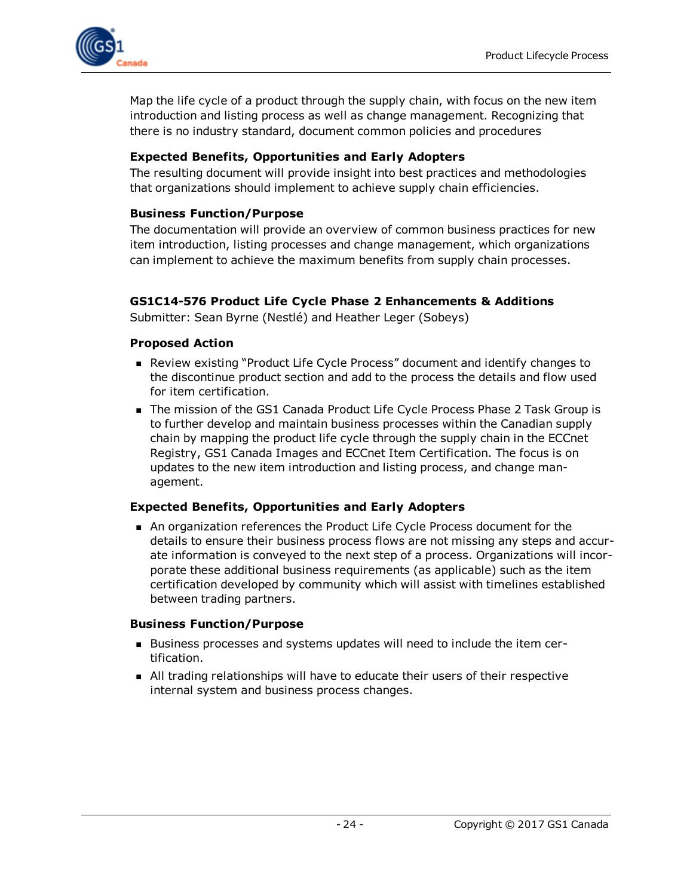Map the life cycle of a product through the supply chain, with focus on the new item introduction and listing process as well as change management. Recognizing that there is no industry standard, document common policies and procedures

**Expected Benefits, Opportunities and Early Adopters**

The resulting document will provide insight into best practices and methodologies that organizations should implement to achieve supply chain efficiencies.

**Business Function/Purpose**

The documentation will provide an overview of common business practices for new item introduction, listing processes and change management, which organizations can implement to achieve the maximum benefits from supply chain processes.

### GS1C14-576 Product Life Cycle Phase 2 Enhancements & Additions

Submitter: Sean Byrne (Nestlé) and Heather Leger (Sobeys)

**Proposed Action**

- Review existing "Product Life Cycle Process" document and identify changes to the discontinue product section and add to the process the details and flow used for item certification.
- The mission of the GS1 Canada Product Life Cycle Process Phase 2 Task Group is to further develop and maintain business processes within the Canadian supply chain by mapping the product life cycle through the supply chain in the ECCnet Registry, GS1 Canada Images and ECCnet Item Certification. The focus is on updates to the new item introduction and listing process, and change management.

**Expected Benefits, Opportunities and Early Adopters**

- An organization references the Product Life Cycle Process document for the details to ensure their business process flows are not missing any steps and accurate information is conveyed to the next step of a process. Organizations will incorporate these additional business requirements (as applicable) such as the item certification developed by community which will assist with timelines established between trading partners.

**Business Function/Purpose**

- Business processes and systems updates will need to include the item certification.
- All trading relationships will have to educate their users of their respective internal system and business process changes.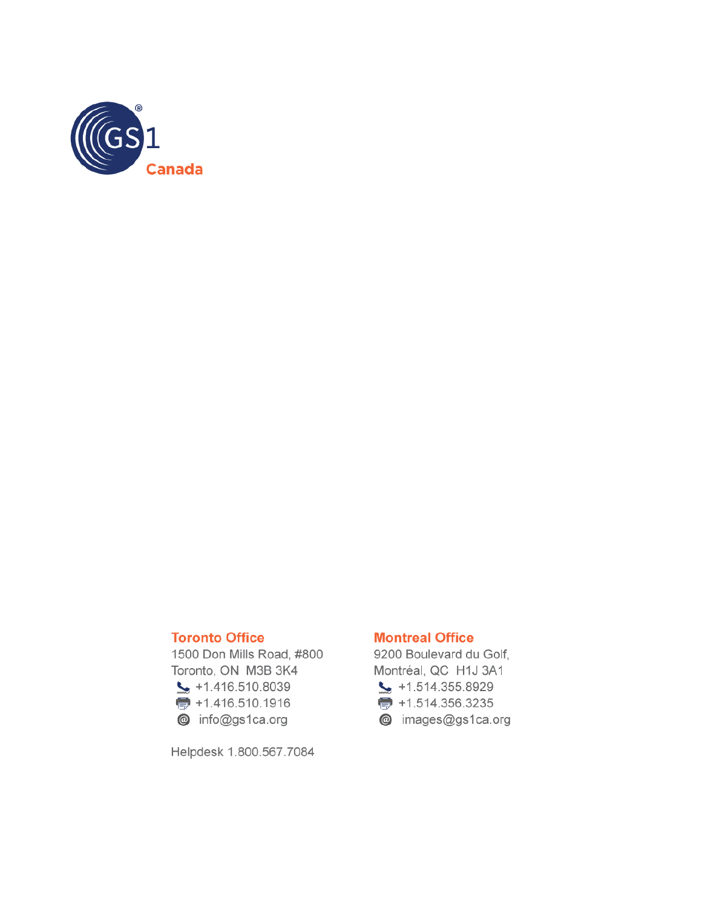GS1 Canada

**Toronto Office**
1500 Don Mills Road, #800
Toronto, ON  M3B 3K4
+1.416.510.8039
+1.416.510.1916
info@gs1ca.org

**Montreal Office**
9200 Boulevard du Golf,
Montréal, QC  H1J 3A1
+1.514.355.8929
+1.514.356.3235
images@gs1ca.org

Helpdesk 1.800.567.7084